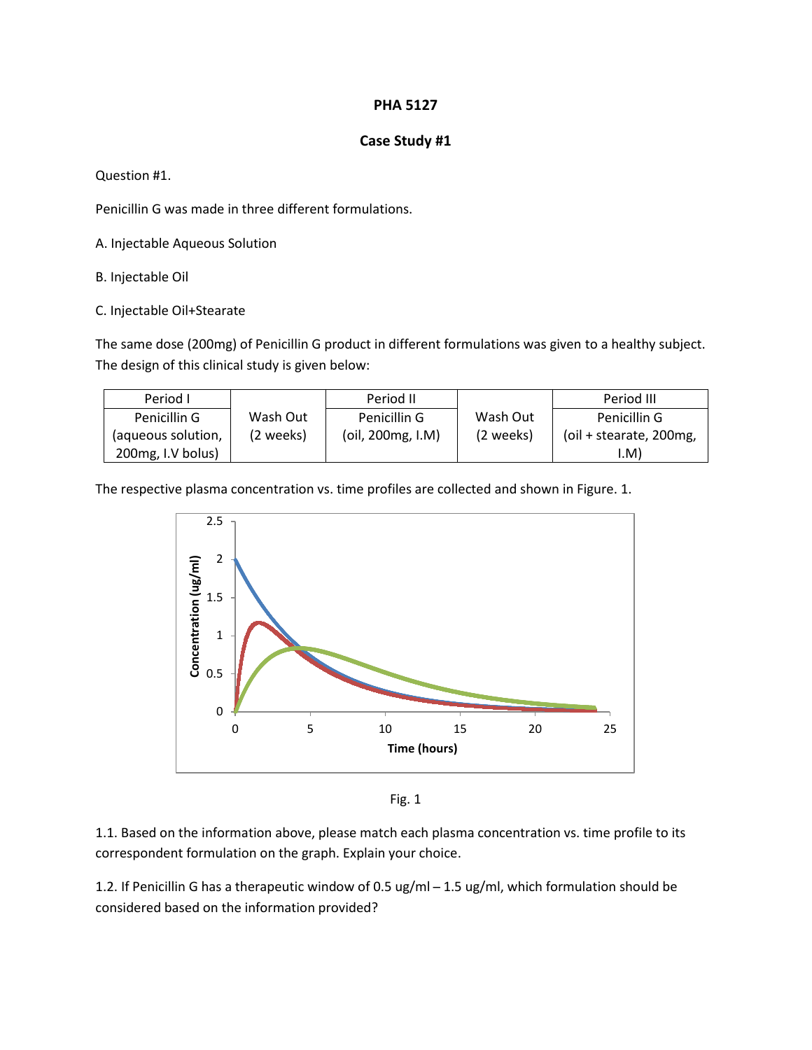**PHA 5127**

**Case Study #1**

Question #1.

Penicillin G was made in three different formulations.

A. Injectable Aqueous Solution

B. Injectable Oil

C. Injectable Oil+Stearate

The same dose (200mg) of Penicillin G product in different formulations was given to a healthy subject. The design of this clinical study is given below:

| Period I | | Period II | | Period III |
|---|---|---|---|---|
| Penicillin G (aqueous solution, 200mg, I.V bolus) | Wash Out (2 weeks) | Penicillin G (oil, 200mg, I.M) | Wash Out (2 weeks) | Penicillin G (oil + stearate, 200mg, I.M) |

The respective plasma concentration vs. time profiles are collected and shown in Figure. 1.

Fig. 1

1.1. Based on the information above, please match each plasma concentration vs. time profile to its correspondent formulation on the graph. Explain your choice.

1.2. If Penicillin G has a therapeutic window of 0.5 ug/ml – 1.5 ug/ml, which formulation should be considered based on the information provided?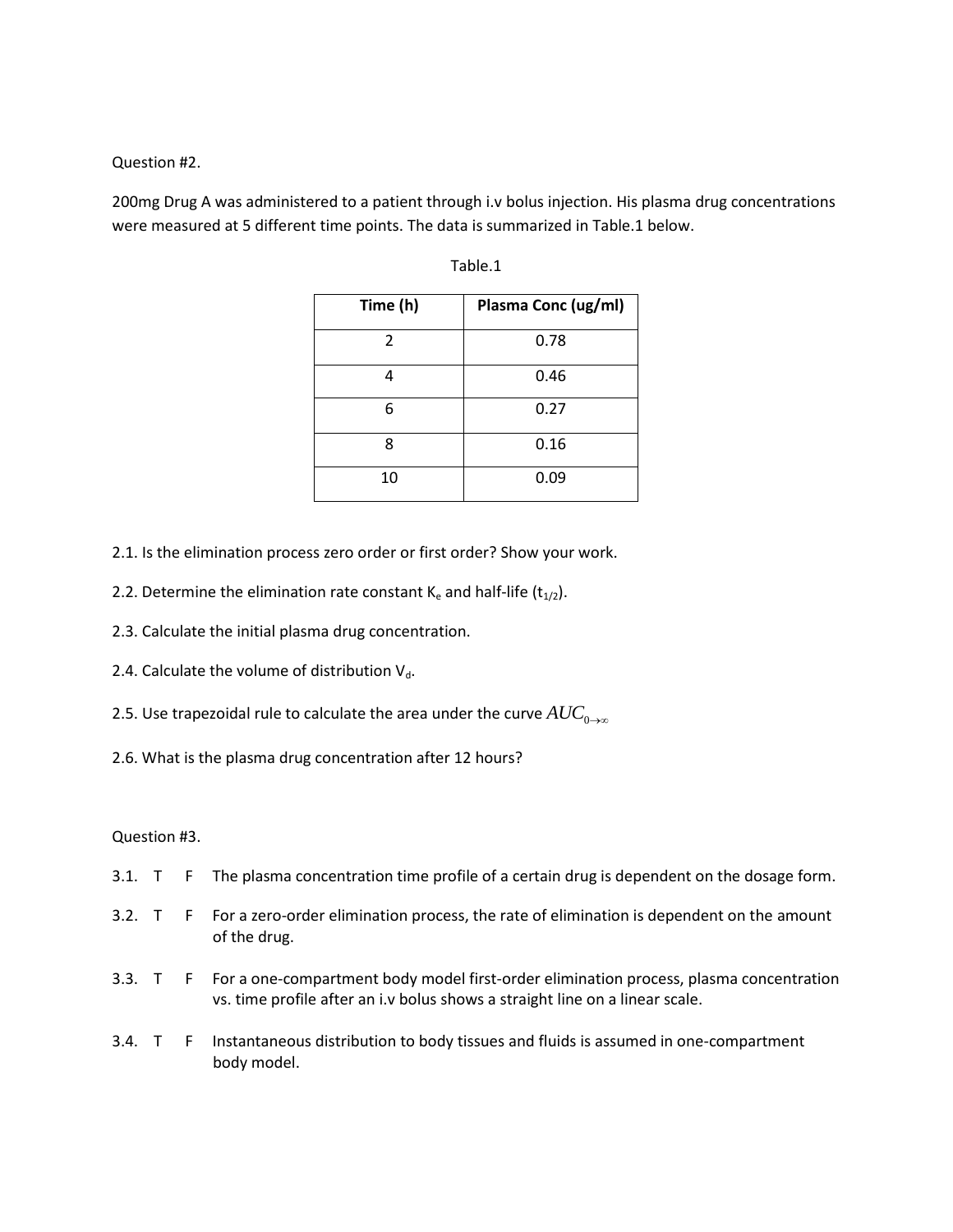Question #2.

200mg Drug A was administered to a patient through i.v bolus injection. His plasma drug concentrations were measured at 5 different time points. The data is summarized in Table.1 below.

Table.1

| Time (h) | Plasma Conc (ug/ml) |
|---|---|
| 2 | 0.78 |
| 4 | 0.46 |
| 6 | 0.27 |
| 8 | 0.16 |
| 10 | 0.09 |

2.1. Is the elimination process zero order or first order? Show your work.

2.2. Determine the elimination rate constant $K_e$ and half-life ($t_{1/2}$).

2.3. Calculate the initial plasma drug concentration.

2.4. Calculate the volume of distribution $V_d$.

2.5. Use trapezoidal rule to calculate the area under the curve $AUC_{0\to\infty}$

2.6. What is the plasma drug concentration after 12 hours?

Question #3.

3.1. T F The plasma concentration time profile of a certain drug is dependent on the dosage form.

3.2. T F For a zero-order elimination process, the rate of elimination is dependent on the amount of the drug.

3.3. T F For a one-compartment body model first-order elimination process, plasma concentration vs. time profile after an i.v bolus shows a straight line on a linear scale.

3.4. T F Instantaneous distribution to body tissues and fluids is assumed in one-compartment body model.